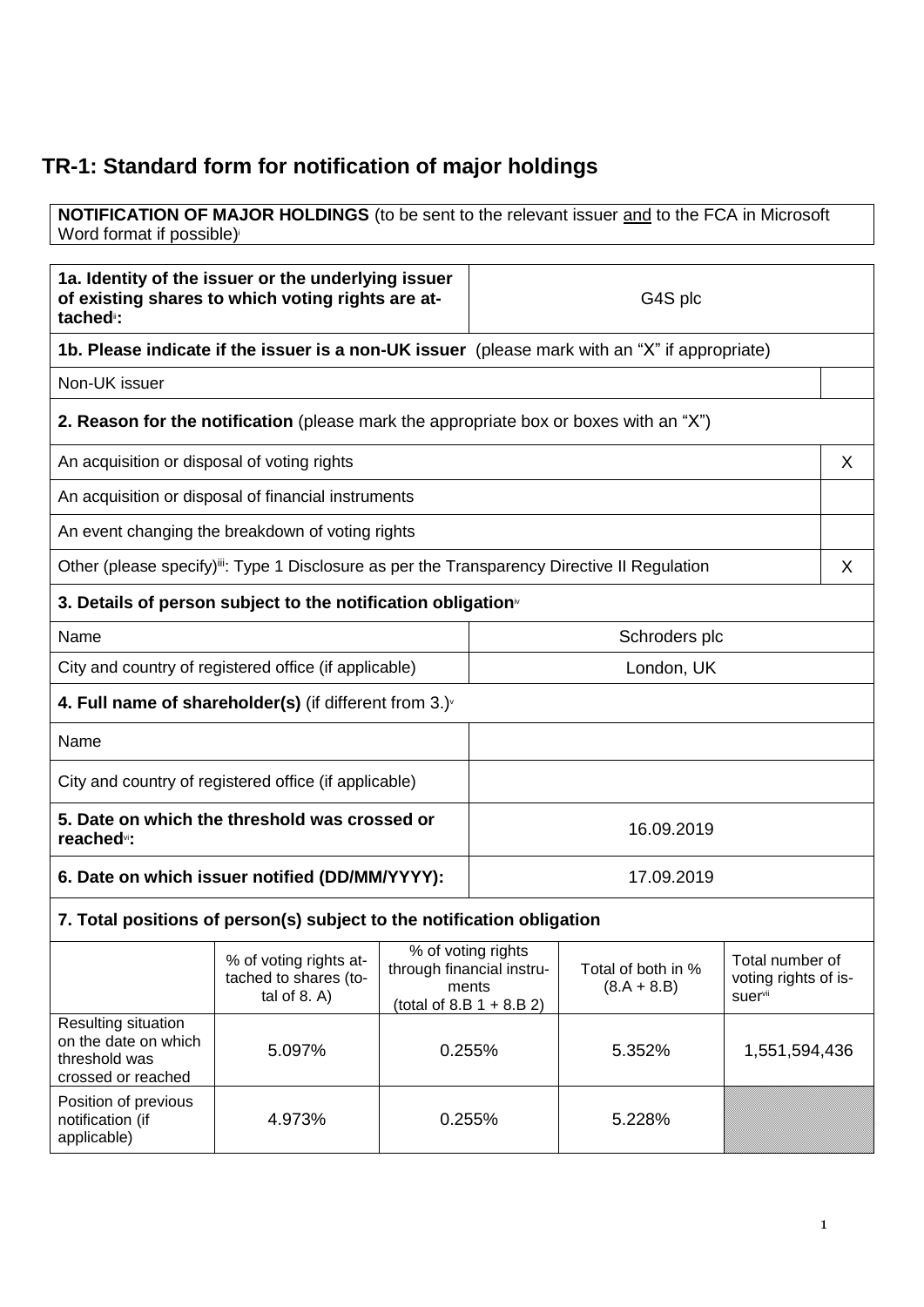# TR-1: Standard form for notification of major holdings

| **NOTIFICATION OF MAJOR HOLDINGS** (to be sent to the relevant issuer and to the FCA in Microsoft Word format if possible)[i] |
|---|

| | |
|---|---|
| **1a. Identity of the issuer or the underlying issuer of existing shares to which voting rights are attached**[ii]**:** | G4S plc |

| **1b. Please indicate if the issuer is a non-UK issuer** (please mark with an "X" if appropriate) | |
|---|---|
| Non-UK issuer | |
| **2. Reason for the notification** (please mark the appropriate box or boxes with an "X") | |
| An acquisition or disposal of voting rights | X |
| An acquisition or disposal of financial instruments | |
| An event changing the breakdown of voting rights | |
| Other (please specify)[iii]: Type 1 Disclosure as per the Transparency Directive II Regulation | X |

| **3. Details of person subject to the notification obligation**[iv] | |
|---|---|
| Name | Schroders plc |
| City and country of registered office (if applicable) | London, UK |
| **4. Full name of shareholder(s)** (if different from 3.)[v] | |
| Name | |
| City and country of registered office (if applicable) | |
| **5. Date on which the threshold was crossed or reached**[vi]**:** | 16.09.2019 |
| **6. Date on which issuer notified (DD/MM/YYYY):** | 17.09.2019 |

**7. Total positions of person(s) subject to the notification obligation**

| | % of voting rights attached to shares (total of 8. A) | % of voting rights through financial instruments (total of 8.B 1 + 8.B 2) | Total of both in % (8.A + 8.B) | Total number of voting rights of issuer[vii] |
|---|---|---|---|---|
| Resulting situation on the date on which threshold was crossed or reached | 5.097% | 0.255% | 5.352% | 1,551,594,436 |
| Position of previous notification (if applicable) | 4.973% | 0.255% | 5.228% | |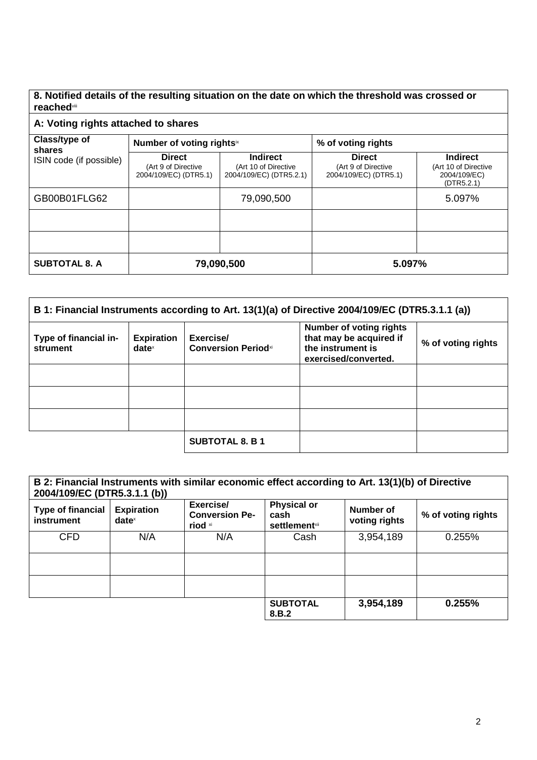## 8. Notified details of the resulting situation on the date on which the threshold was crossed or reached[viii]

### A: Voting rights attached to shares

| Class/type of shares ISIN code (if possible) | Number of voting rights[ix] | | % of voting rights | |
|---|---|---|---|---|
| | **Direct** (Art 9 of Directive 2004/109/EC) (DTR5.1) | **Indirect** (Art 10 of Directive 2004/109/EC) (DTR5.2.1) | **Direct** (Art 9 of Directive 2004/109/EC) (DTR5.1) | **Indirect** (Art 10 of Directive 2004/109/EC) (DTR5.2.1) |
| GB00B01FLG62 | | 79,090,500 | | 5.097% |
| | | | | |
| | | | | |
| **SUBTOTAL 8. A** | **79,090,500** | | **5.097%** | |

| B 1: Financial Instruments according to Art. 13(1)(a) of Directive 2004/109/EC (DTR5.3.1.1 (a)) | | | | |
|---|---|---|---|---|
| **Type of financial instrument** | **Expiration date**[x] | **Exercise/ Conversion Period**[xi] | **Number of voting rights that may be acquired if the instrument is exercised/converted.** | **% of voting rights** |
| | | | | |
| | | | | |
| | | | | |
| | | **SUBTOTAL 8. B 1** | | |

| B 2: Financial Instruments with similar economic effect according to Art. 13(1)(b) of Directive 2004/109/EC (DTR5.3.1.1 (b)) | | | | | |
|---|---|---|---|---|---|
| **Type of financial instrument** | **Expiration date**[x] | **Exercise/ Conversion Period** [xi] | **Physical or cash settlement**[xii] | **Number of voting rights** | **% of voting rights** |
| CFD | N/A | N/A | Cash | 3,954,189 | 0.255% |
| | | | | | |
| | | | | | |
| | | | **SUBTOTAL 8.B.2** | **3,954,189** | **0.255%** |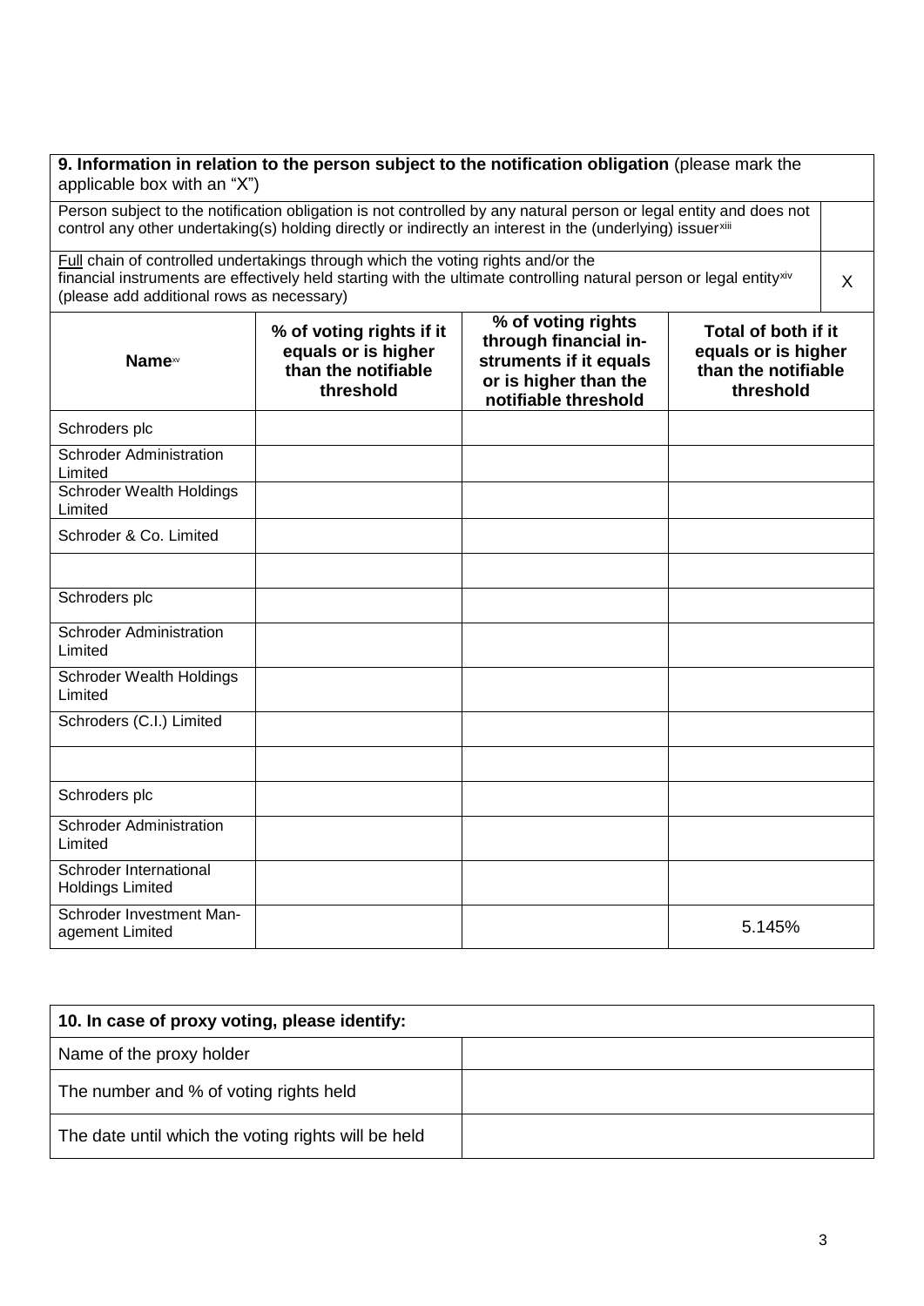**9. Information in relation to the person subject to the notification obligation** (please mark the applicable box with an "X")

| | |
|---|---|
| Person subject to the notification obligation is not controlled by any natural person or legal entity and does not control any other undertaking(s) holding directly or indirectly an interest in the (underlying) issuer[xiii] | |
| Full chain of controlled undertakings through which the voting rights and/or the financial instruments are effectively held starting with the ultimate controlling natural person or legal entity[xiv] (please add additional rows as necessary) | X |

| Name[xv] | % of voting rights if it equals or is higher than the notifiable threshold | % of voting rights through financial instruments if it equals or is higher than the notifiable threshold | Total of both if it equals or is higher than the notifiable threshold |
|---|---|---|---|
| Schroders plc | | | |
| Schroder Administration Limited | | | |
| Schroder Wealth Holdings Limited | | | |
| Schroder & Co. Limited | | | |
| | | | |
| Schroders plc | | | |
| Schroder Administration Limited | | | |
| Schroder Wealth Holdings Limited | | | |
| Schroders (C.I.) Limited | | | |
| | | | |
| Schroders plc | | | |
| Schroder Administration Limited | | | |
| Schroder International Holdings Limited | | | |
| Schroder Investment Management Limited | | | 5.145% |

| **10. In case of proxy voting, please identify:** | |
|---|---|
| Name of the proxy holder | |
| The number and % of voting rights held | |
| The date until which the voting rights will be held | |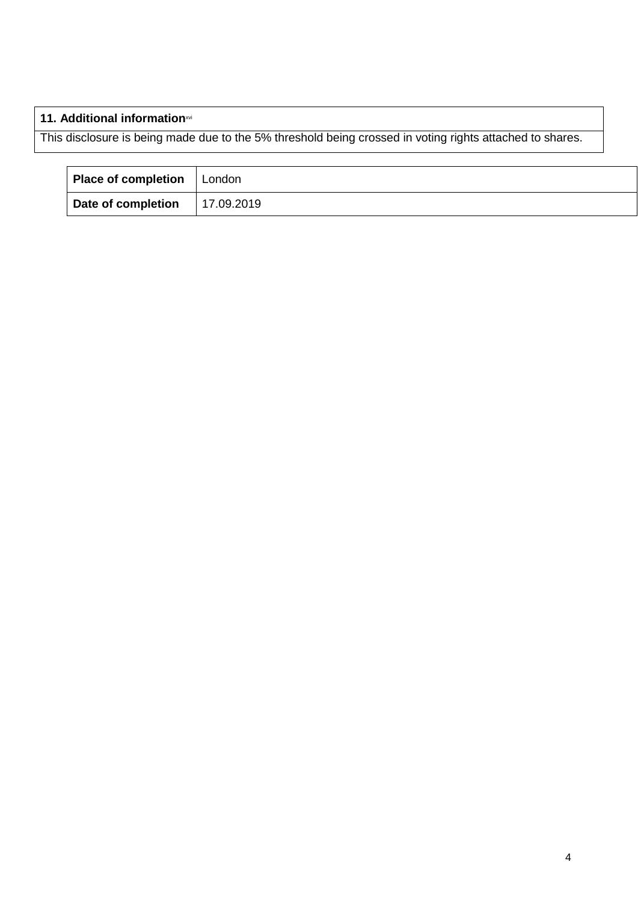| 11. Additional information[xvi] |
| --- |
| This disclosure is being made due to the 5% threshold being crossed in voting rights attached to shares. |

| | |
| --- | --- |
| **Place of completion** | London |
| **Date of completion** | 17.09.2019 |